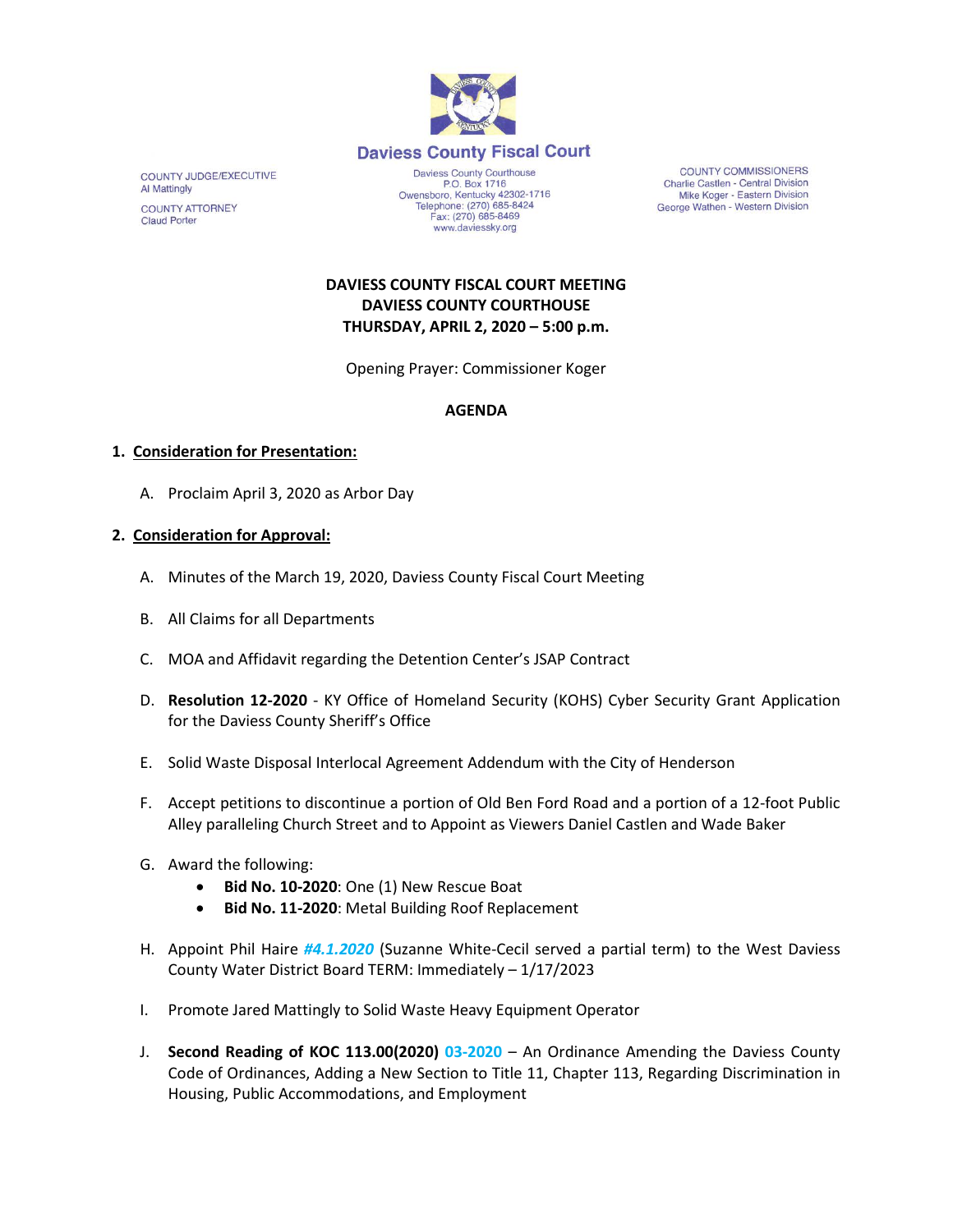Daviess County Fiscal Court

COUNTY JUDGE/EXECUTIVE
Al Mattingly

COUNTY ATTORNEY
Claud Porter

Daviess County Courthouse
P.O. Box 1716
Owensboro, Kentucky 42302-1716
Telephone: (270) 685-8424
Fax: (270) 685-8469
www.daviessky.org

COUNTY COMMISSIONERS
Charlie Castlen - Central Division
Mike Koger - Eastern Division
George Wathen - Western Division

**DAVIESS COUNTY FISCAL COURT MEETING**
**DAVIESS COUNTY COURTHOUSE**
**THURSDAY, APRIL 2, 2020 – 5:00 p.m.**

Opening Prayer: Commissioner Koger

**AGENDA**

1. **Consideration for Presentation:**

   A. Proclaim April 3, 2020 as Arbor Day

2. **Consideration for Approval:**

   A. Minutes of the March 19, 2020, Daviess County Fiscal Court Meeting

   B. All Claims for all Departments

   C. MOA and Affidavit regarding the Detention Center's JSAP Contract

   D. **Resolution 12-2020** - KY Office of Homeland Security (KOHS) Cyber Security Grant Application for the Daviess County Sheriff's Office

   E. Solid Waste Disposal Interlocal Agreement Addendum with the City of Henderson

   F. Accept petitions to discontinue a portion of Old Ben Ford Road and a portion of a 12-foot Public Alley paralleling Church Street and to Appoint as Viewers Daniel Castlen and Wade Baker

   G. Award the following:
      - **Bid No. 10-2020**: One (1) New Rescue Boat
      - **Bid No. 11-2020**: Metal Building Roof Replacement

   H. Appoint Phil Haire ***#4.1.2020*** (Suzanne White-Cecil served a partial term) to the West Daviess County Water District Board TERM: Immediately – 1/17/2023

   I. Promote Jared Mattingly to Solid Waste Heavy Equipment Operator

   J. **Second Reading of KOC 113.00(2020)** 03-2020 – An Ordinance Amending the Daviess County Code of Ordinances, Adding a New Section to Title 11, Chapter 113, Regarding Discrimination in Housing, Public Accommodations, and Employment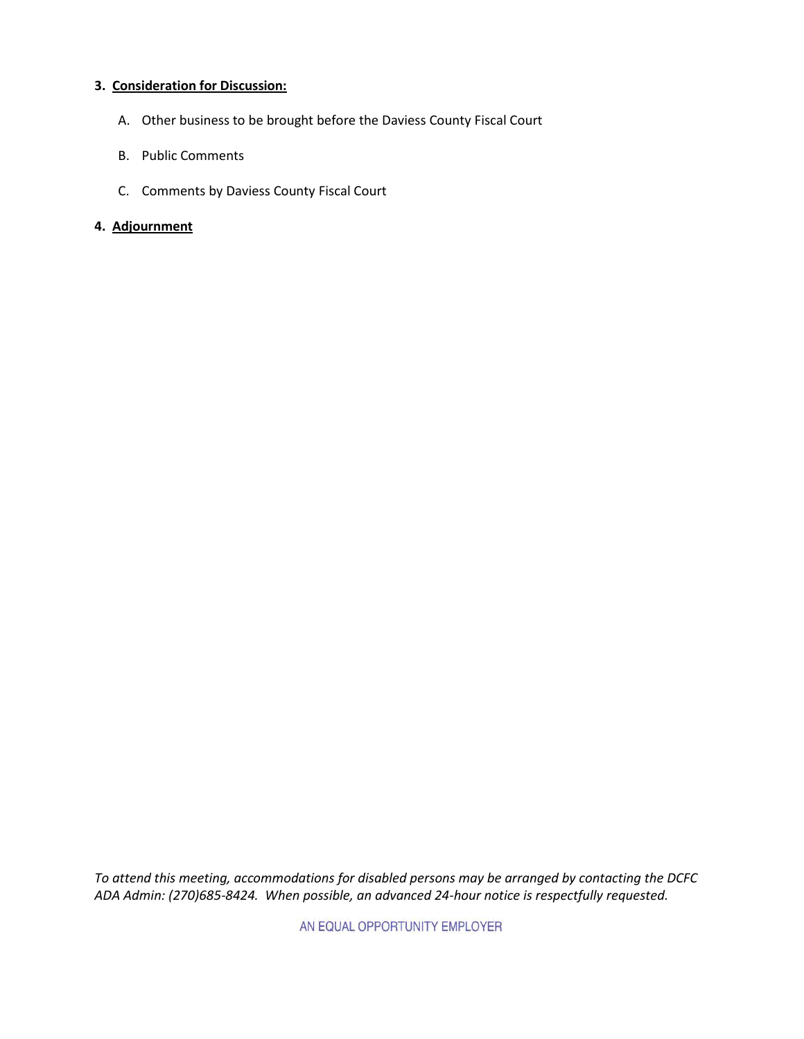**3. <u>Consideration for Discussion:</u>**

A. Other business to be brought before the Daviess County Fiscal Court

B. Public Comments

C. Comments by Daviess County Fiscal Court

**4. <u>Adjournment</u>**

*To attend this meeting, accommodations for disabled persons may be arranged by contacting the DCFC ADA Admin: (270)685-8424. When possible, an advanced 24-hour notice is respectfully requested.*

AN EQUAL OPPORTUNITY EMPLOYER